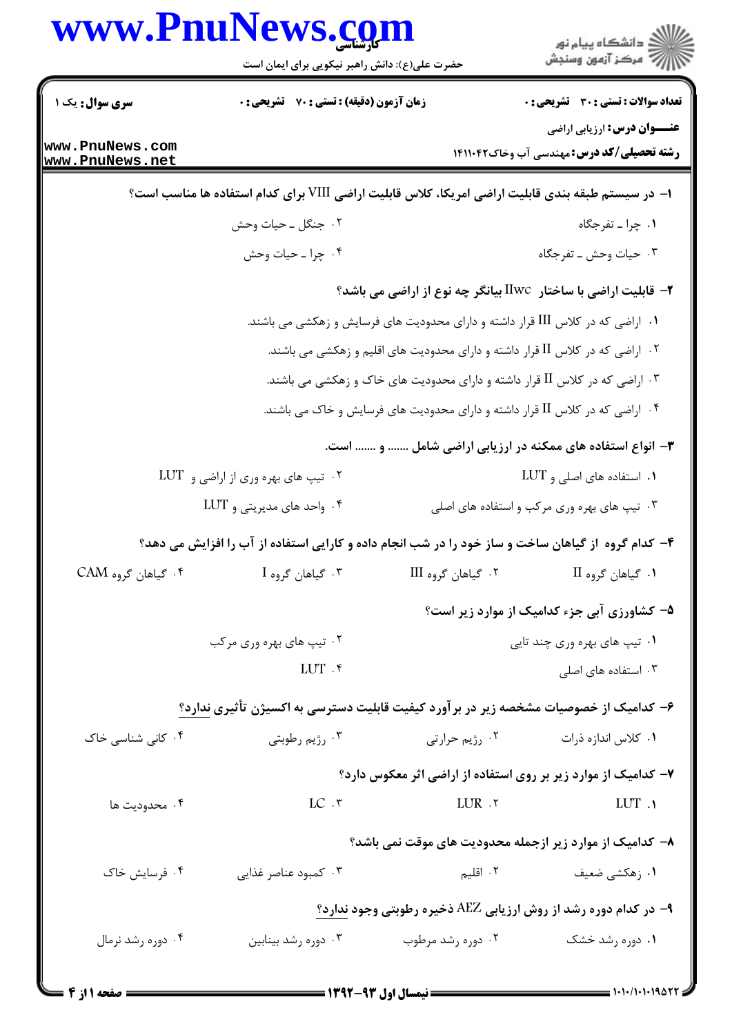**سری سوال:** یک ۱

**زمان آزمون (دقیقه) : تستی : ۷۰ تشریحی : ۰**

**تعداد سوالات : تستی : ۳۰ تشریحی : ۰**

**عنـــوان درس:** ارزیابی اراضی

**رشته تحصیلی/کد درس:** مهندسی آب وخاک ۱۴۱۱۰۴۲

**۱- در سیستم طبقه بندی قابلیت اراضی امریکا، کلاس قابلیت اراضی VIII برای کدام استفاده ها مناسب است؟**

۱. چرا ـ تفرجگاه
۲. جنگل ـ حیات وحش
۳. حیات وحش ـ تفرجگاه
۴. چرا ـ حیات وحش

**۲- قابلیت اراضی با ساختار IIwc بیانگر چه نوع از اراضی می باشد؟**

۱. اراضی که در کلاس III قرار داشته و دارای محدودیت های فرسایش و زهکشی می باشند.
۲. اراضی که در کلاس II قرار داشته و دارای محدودیت های اقلیم و زهکشی می باشند.
۳. اراضی که در کلاس II قرار داشته و دارای محدودیت های خاک و زهکشی می باشند.
۴. اراضی که در کلاس II قرار داشته و دارای محدودیت های فرسایش و خاک می باشند.

**۳- انواع استفاده های ممکنه در ارزیابی اراضی شامل ....... و ....... است.**

۱. استفاده های اصلی و LUT
۲. تیپ های بهره وری از اراضی و LUT
۳. تیپ های بهره وری مرکب و استفاده های اصلی
۴. واحد های مدیریتی و LUT

**۴- کدام گروه از گیاهان ساخت و ساز خود را در شب انجام داده و کارایی استفاده از آب را افزایش می دهد؟**

۱. گیاهان گروه II
۲. گیاهان گروه III
۳. گیاهان گروه I
۴. گیاهان گروه CAM

**۵- کشاورزی آبی جزء کدامیک از موارد زیر است؟**

۱. تیپ های بهره وری چند تایی
۲. تیپ های بهره وری مرکب
۳. استفاده های اصلی
۴. LUT

**۶- کدامیک از خصوصیات مشخصه زیر در برآورد کیفیت قابلیت دسترسی به اکسیژن تأثیری ندارد؟**

۱. کلاس اندازه ذرات
۲. رژیم حرارتی
۳. رژیم رطوبتی
۴. کانی شناسی خاک

**۷- کدامیک از موارد زیر بر روی استفاده از اراضی اثر معکوس دارد؟**

۱. LUT
۲. LUR
۳. LC
۴. محدودیت ها

**۸- کدامیک از موارد زیر ازجمله محدودیت های موقت نمی باشد؟**

۱. زهکشی ضعیف
۲. اقلیم
۳. کمبود عناصر غذایی
۴. فرسایش خاک

**۹- در کدام دوره رشد از روش ارزیابی AEZ ذخیره رطوبتی وجود ندارد؟**

۱. دوره رشد خشک
۲. دوره رشد مرطوب
۳. دوره رشد بینابین
۴. دوره رشد نرمال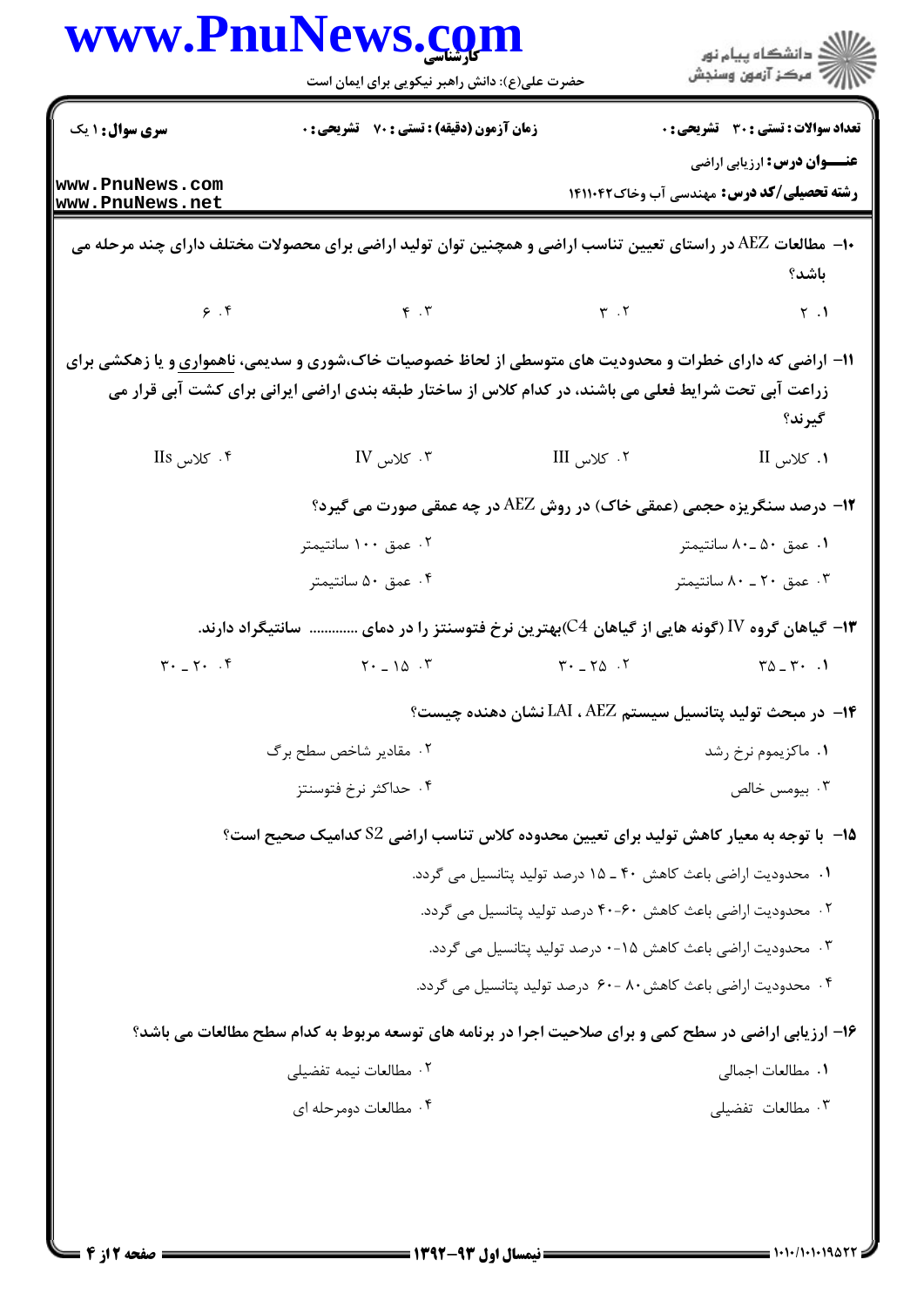**سری سوال:** ۱ یک | **زمان آزمون (دقیقه) : تستی :** ۷۰ **تشریحی :** ۰ | **تعداد سوالات : تستی :** ۳۰ **تشریحی :** ۰

**عنـــوان درس:** ارزیابی اراضی

**رشته تحصیلی/کد درس:** مهندسی آب وخاک۱۴۱۱۰۴۲

۱۰- مطالعات AEZ در راستای تعیین تناسب اراضی و همچنین توان تولید اراضی برای محصولات مختلف دارای چند مرحله می باشد؟

۱. ۲ &nbsp;&nbsp; ۲. ۳ &nbsp;&nbsp; ۳. ۴ &nbsp;&nbsp; ۴. ۶

۱۱- اراضی که دارای خطرات و محدودیت های متوسطی از لحاظ خصوصیات خاک،شوری و سدیمی، ناهمواری و یا زهکشی برای زراعت آبی تحت شرایط فعلی می باشند، در کدام کلاس از ساختار طبقه بندی اراضی ایرانی برای کشت آبی قرار می گیرند؟

۱. کلاس II &nbsp;&nbsp; ۲. کلاس III &nbsp;&nbsp; ۳. کلاس IV &nbsp;&nbsp; ۴. کلاس IIs

۱۲- درصد سنگریزه حجمی (عمقی خاک) در روش AEZ در چه عمقی صورت می گیرد؟

۱. عمق ۵۰ ـ ۸۰ سانتیمتر

۲. عمق ۱۰۰ سانتیمتر

۳. عمق ۲۰ ـ ۸۰ سانتیمتر

۴. عمق ۵۰ سانتیمتر

۱۳- گیاهان گروه IV (گونه هایی از گیاهان C4)بهترین نرخ فتوسنتز را در دمای ............ سانتیگراد دارند.

۱. ۳۰ ـ ۳۵ &nbsp;&nbsp; ۲. ۲۵ ـ ۳۰ &nbsp;&nbsp; ۳. ۱۵ ـ ۲۰ &nbsp;&nbsp; ۴. ۲۰ ـ ۳۰

۱۴- در مبحث تولید پتانسیل سیستم AEZ ، LAI نشان دهنده چیست؟

۱. ماکزیموم نرخ رشد

۲. مقادیر شاخص سطح برگ

۳. بیومس خالص

۴. حداکثر نرخ فتوسنتز

۱۵- با توجه به معیار کاهش تولید برای تعیین محدوده کلاس تناسب اراضی S2 کدامیک صحیح است؟

۱. محدودیت اراضی باعث کاهش ۴۰ ـ ۱۵ درصد تولید پتانسیل می گردد.

۲. محدودیت اراضی باعث کاهش ۶۰-۴۰ درصد تولید پتانسیل می گردد.

۳. محدودیت اراضی باعث کاهش ۱۵-۰ درصد تولید پتانسیل می گردد.

۴. محدودیت اراضی باعث کاهش۸۰ -۶۰ درصد تولید پتانسیل می گردد.

۱۶- ارزیابی اراضی در سطح کمی و برای صلاحیت اجرا در برنامه های توسعه مربوط به کدام سطح مطالعات می باشد؟

۱. مطالعات اجمالی

۲. مطالعات نیمه تفضیلی

۳. مطالعات تفضیلی

۴. مطالعات دومرحله ای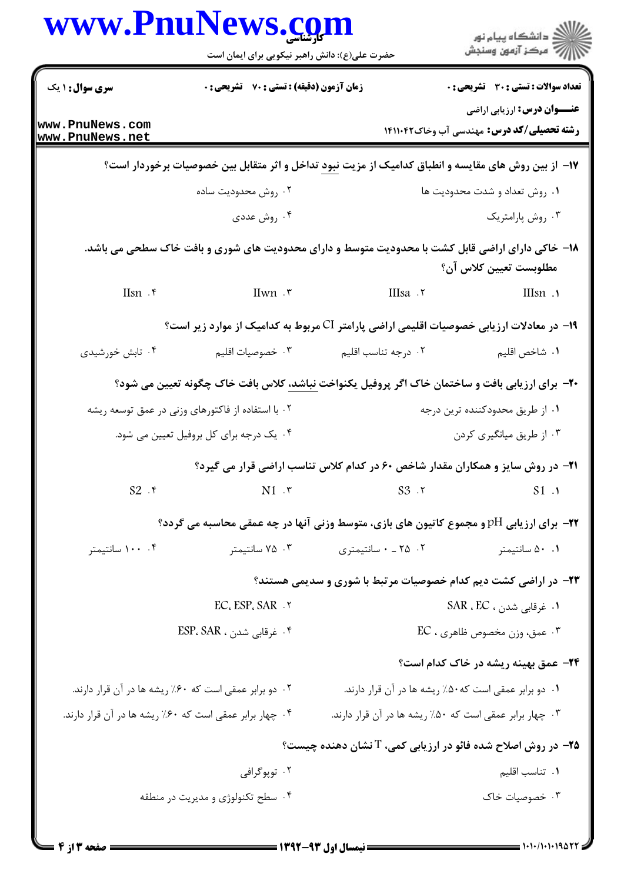۱۷- از بین روش های مقایسه و انطباق کدامیک از مزیت نبود تداخل و اثر متقابل بین خصوصیات برخوردار است؟

۱. روش تعداد و شدت محدودیت ها

۲. روش محدودیت ساده

۳. روش پارامتریک

۴. روش عددی

۱۸- خاکی دارای اراضی قابل کشت با محدودیت متوسط و دارای محدودیت های شوری و بافت خاک سطحی می باشد. مطلوبست تعیین کلاس آن؟

۱. IIIsn

۲. IIIsa

۳. IIwn

۴. IIsn

۱۹- در معادلات ارزیابی خصوصیات اقلیمی اراضی پارامتر CI مربوط به کدامیک از موارد زیر است؟

۱. شاخص اقلیم

۲. درجه تناسب اقلیم

۳. خصوصیات اقلیم

۴. تابش خورشیدی

۲۰- برای ارزیابی بافت و ساختمان خاک اگر پروفیل یکنواخت نباشد، کلاس بافت خاک چگونه تعیین می شود؟

۱. از طریق محدودکننده ترین درجه

۲. با استفاده از فاکتورهای وزنی در عمق توسعه ریشه

۳. از طریق میانگیری کردن

۴. یک درجه برای کل پروفیل تعیین می شود.

۲۱- در روش سایز و همکاران مقدار شاخص ۶۰ در کدام کلاس تناسب اراضی قرار می گیرد؟

۱. S1

۲. S3

۳. N1

۴. S2

۲۲- برای ارزیابی pH و مجموع کاتیون های بازی، متوسط وزنی آنها در چه عمقی محاسبه می گردد؟

۱. ۵۰ سانتیمتر

۲. ۲۵ ـ ۰ سانتیمتری

۳. ۷۵ سانتیمتر

۴. ۱۰۰ سانتیمتر

۲۳- در اراضی کشت دیم کدام خصوصیات مرتبط با شوری و سدیمی هستند؟

۱. غرقابی شدن ، EC ، SAR

۲. EC، ESP، SAR

۳. عمق، وزن مخصوص ظاهری ، EC

۴. غرقابی شدن ، ESP، SAR

۲۴- عمق بهینه ریشه در خاک کدام است؟

۱. دو برابر عمقی است که ۵۰٪ ریشه ها در آن قرار دارند.

۲. دو برابر عمقی است که ۶۰٪ ریشه ها در آن قرار دارند.

۳. چهار برابر عمقی است که ۵۰٪ ریشه ها در آن قرار دارند.

۴. چهار برابر عمقی است که ۶۰٪ ریشه ها در آن قرار دارند.

۲۵- در روش اصلاح شده فائو در ارزیابی کمی، T نشان دهنده چیست؟

۱. تناسب اقلیم

۲. توپوگرافی

۳. خصوصیات خاک

۴. سطح تکنولوژی و مدیریت در منطقه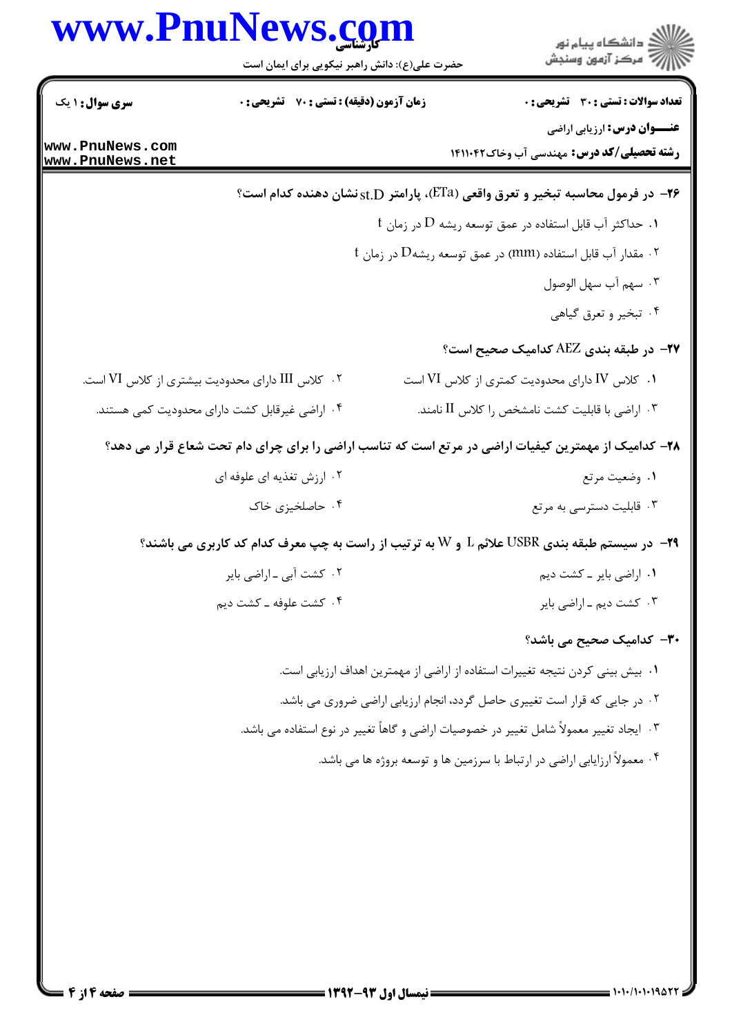۲۶- در فرمول محاسبه تبخیر و تعرق واقعی (ETa)، پارامتر st.D نشان دهنده کدام است؟

۱. حداکثر آب قابل استفاده در عمق توسعه ریشه D در زمان t

۲. مقدار آب قابل استفاده (mm) در عمق توسعه ریشه D در زمان t

۳. سهم آب سهل الوصول

۴. تبخیر و تعرق گیاهی

۲۷- در طبقه بندی AEZ کدامیک صحیح است؟

۱. کلاس IV دارای محدودیت کمتری از کلاس VI است

۲. کلاس III دارای محدودیت بیشتری از کلاس VI است.

۳. اراضی با قابلیت کشت نامشخص را کلاس II نامند.

۴. اراضی غیرقابل کشت دارای محدودیت کمی هستند.

۲۸- کدامیک از مهمترین کیفیات اراضی در مرتع است که تناسب اراضی را برای چرای دام تحت شعاع قرار می دهد؟

۱. وضعیت مرتع

۲. ارزش تغذیه ای علوفه ای

۳. قابلیت دسترسی به مرتع

۴. حاصلخیزی خاک

۲۹- در سیستم طبقه بندی USBR علائم L و W به ترتیب از راست به چپ معرف کدام کد کاربری می باشند؟

۱. اراضی بایر ـ کشت دیم

۲. کشت آبی ـ اراضی بایر

۳. کشت دیم ـ اراضی بایر

۴. کشت علوفه ـ کشت دیم

۳۰- کدامیک صحیح می باشد؟

۱. پیش بینی کردن نتیجه تغییرات استفاده از اراضی از مهمترین اهداف ارزیابی است.

۲. در جایی که قرار است تغییری حاصل گردد، انجام ارزیابی اراضی ضروری می باشد.

۳. ایجاد تغییر معمولاً شامل تغییر در خصوصیات اراضی و گاهاً تغییر در نوع استفاده می باشد.

۴. معمولاً ارزیابی اراضی در ارتباط با سرزمین ها و توسعه پروژه ها می باشد.